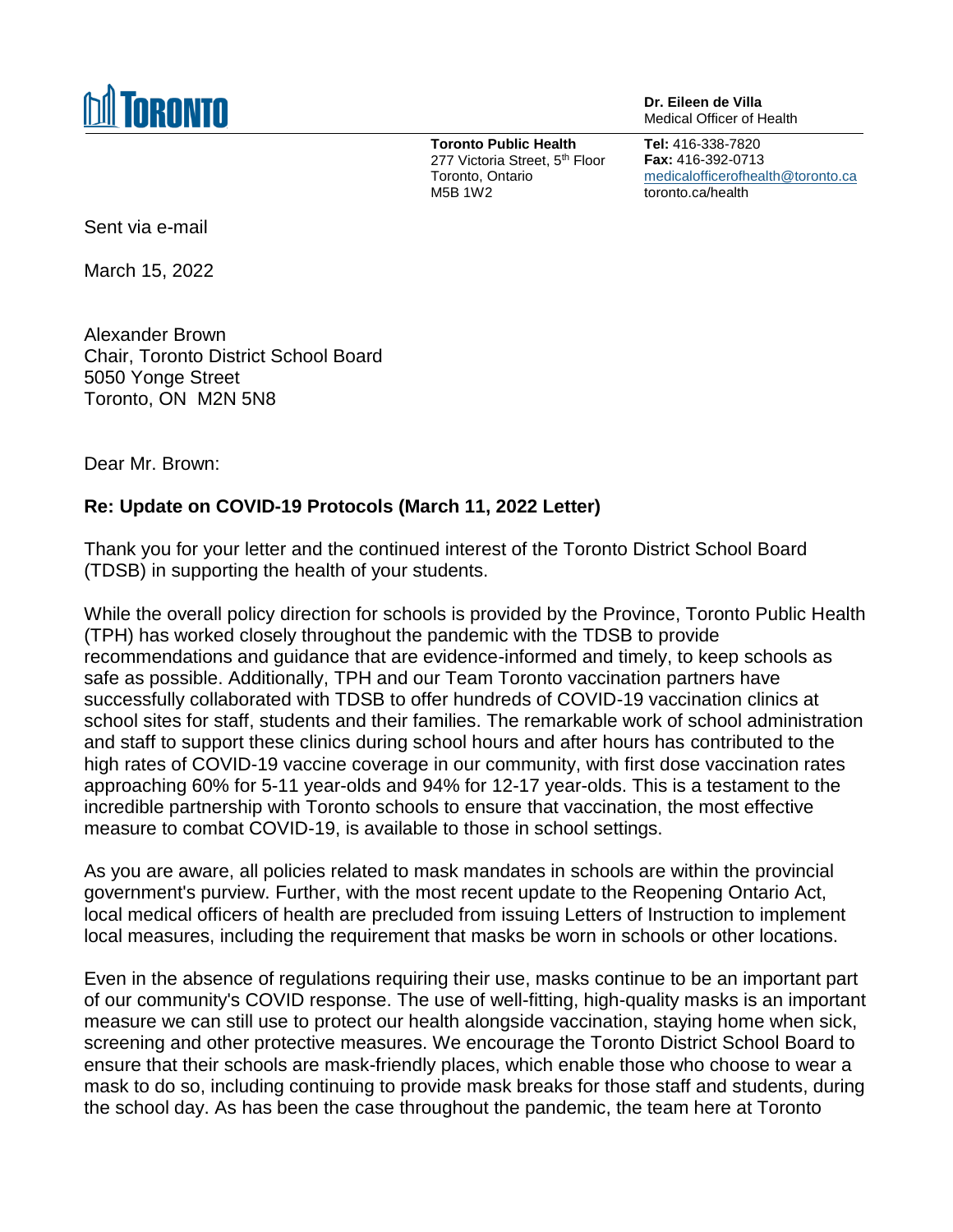**TORONTO**

**Dr. Eileen de Villa**
Medical Officer of Health

**Toronto Public Health**
277 Victoria Street, 5th Floor
Toronto, Ontario
M5B 1W2

**Tel:** 416-338-7820
**Fax:** 416-392-0713
medicalofficerofhealth@toronto.ca
toronto.ca/health

Sent via e-mail

March 15, 2022

Alexander Brown
Chair, Toronto District School Board
5050 Yonge Street
Toronto, ON M2N 5N8

Dear Mr. Brown:

**Re: Update on COVID-19 Protocols (March 11, 2022 Letter)**

Thank you for your letter and the continued interest of the Toronto District School Board (TDSB) in supporting the health of your students.

While the overall policy direction for schools is provided by the Province, Toronto Public Health (TPH) has worked closely throughout the pandemic with the TDSB to provide recommendations and guidance that are evidence-informed and timely, to keep schools as safe as possible. Additionally, TPH and our Team Toronto vaccination partners have successfully collaborated with TDSB to offer hundreds of COVID-19 vaccination clinics at school sites for staff, students and their families. The remarkable work of school administration and staff to support these clinics during school hours and after hours has contributed to the high rates of COVID-19 vaccine coverage in our community, with first dose vaccination rates approaching 60% for 5-11 year-olds and 94% for 12-17 year-olds. This is a testament to the incredible partnership with Toronto schools to ensure that vaccination, the most effective measure to combat COVID-19, is available to those in school settings.

As you are aware, all policies related to mask mandates in schools are within the provincial government's purview. Further, with the most recent update to the Reopening Ontario Act, local medical officers of health are precluded from issuing Letters of Instruction to implement local measures, including the requirement that masks be worn in schools or other locations.

Even in the absence of regulations requiring their use, masks continue to be an important part of our community's COVID response. The use of well-fitting, high-quality masks is an important measure we can still use to protect our health alongside vaccination, staying home when sick, screening and other protective measures. We encourage the Toronto District School Board to ensure that their schools are mask-friendly places, which enable those who choose to wear a mask to do so, including continuing to provide mask breaks for those staff and students, during the school day. As has been the case throughout the pandemic, the team here at Toronto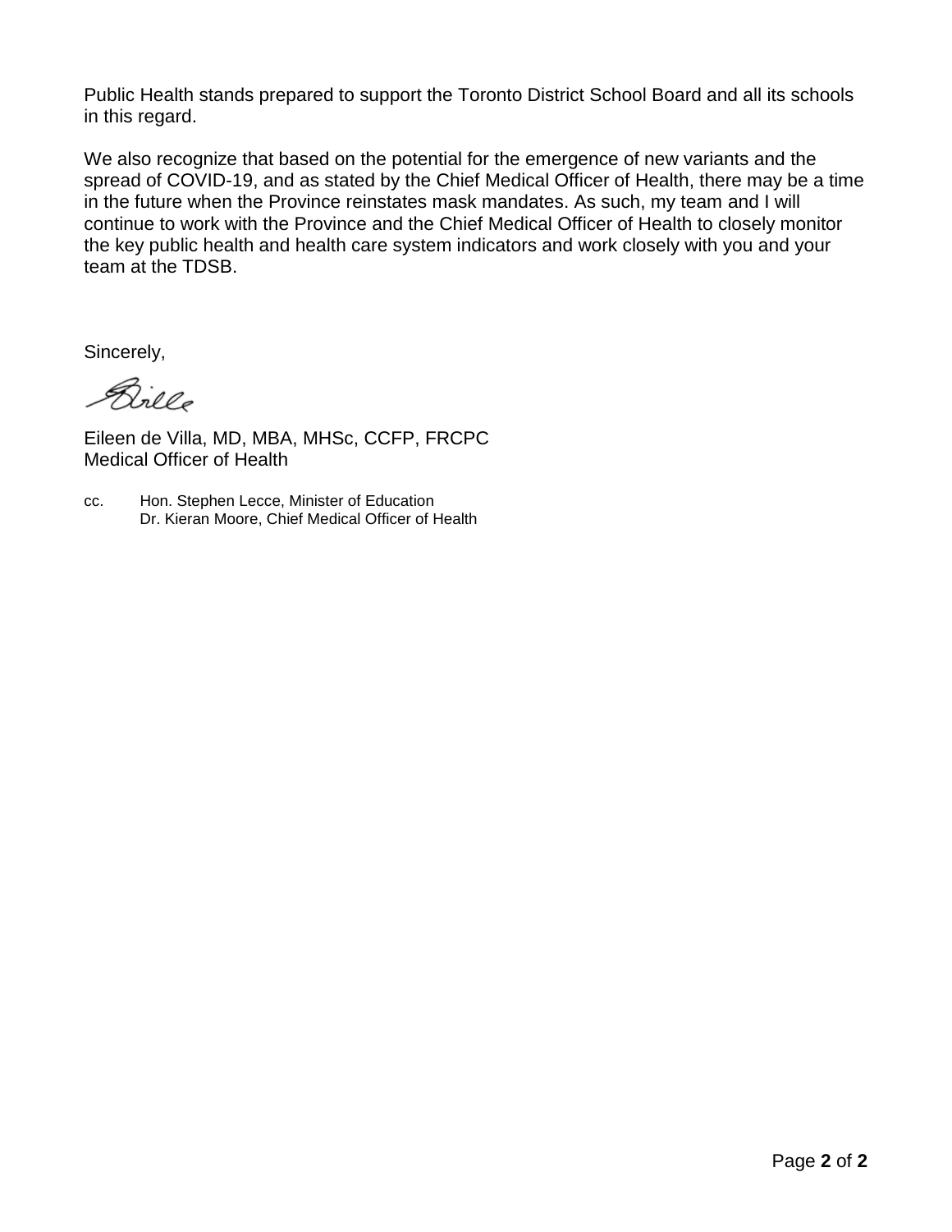Public Health stands prepared to support the Toronto District School Board and all its schools in this regard.

We also recognize that based on the potential for the emergence of new variants and the spread of COVID-19, and as stated by the Chief Medical Officer of Health, there may be a time in the future when the Province reinstates mask mandates. As such, my team and I will continue to work with the Province and the Chief Medical Officer of Health to closely monitor the key public health and health care system indicators and work closely with you and your team at the TDSB.

Sincerely,

Eileen de Villa, MD, MBA, MHSc, CCFP, FRCPC
Medical Officer of Health

cc. Hon. Stephen Lecce, Minister of Education
Dr. Kieran Moore, Chief Medical Officer of Health